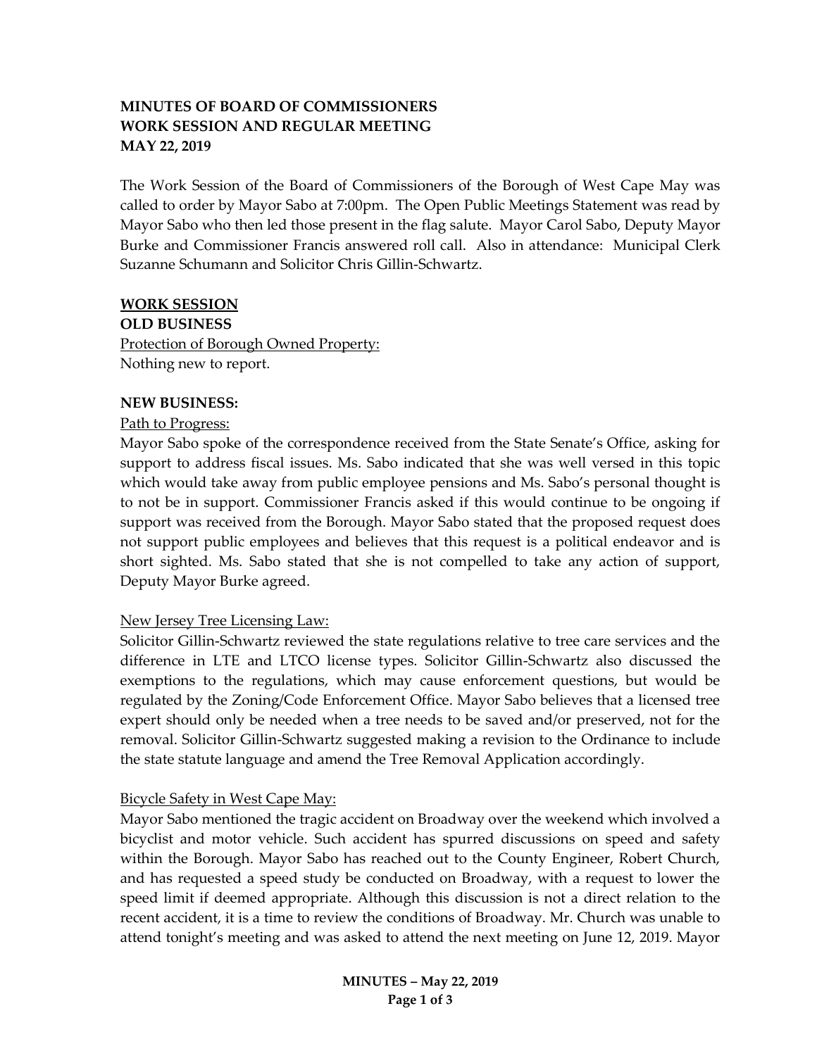**MINUTES OF BOARD OF COMMISSIONERS**
**WORK SESSION AND REGULAR MEETING**
**MAY 22, 2019**

The Work Session of the Board of Commissioners of the Borough of West Cape May was called to order by Mayor Sabo at 7:00pm. The Open Public Meetings Statement was read by Mayor Sabo who then led those present in the flag salute. Mayor Carol Sabo, Deputy Mayor Burke and Commissioner Francis answered roll call. Also in attendance: Municipal Clerk Suzanne Schumann and Solicitor Chris Gillin-Schwartz.

**WORK SESSION**

**OLD BUSINESS**

Protection of Borough Owned Property:
Nothing new to report.

**NEW BUSINESS:**

Path to Progress:
Mayor Sabo spoke of the correspondence received from the State Senate's Office, asking for support to address fiscal issues. Ms. Sabo indicated that she was well versed in this topic which would take away from public employee pensions and Ms. Sabo's personal thought is to not be in support. Commissioner Francis asked if this would continue to be ongoing if support was received from the Borough. Mayor Sabo stated that the proposed request does not support public employees and believes that this request is a political endeavor and is short sighted. Ms. Sabo stated that she is not compelled to take any action of support, Deputy Mayor Burke agreed.

New Jersey Tree Licensing Law:
Solicitor Gillin-Schwartz reviewed the state regulations relative to tree care services and the difference in LTE and LTCO license types. Solicitor Gillin-Schwartz also discussed the exemptions to the regulations, which may cause enforcement questions, but would be regulated by the Zoning/Code Enforcement Office. Mayor Sabo believes that a licensed tree expert should only be needed when a tree needs to be saved and/or preserved, not for the removal. Solicitor Gillin-Schwartz suggested making a revision to the Ordinance to include the state statute language and amend the Tree Removal Application accordingly.

Bicycle Safety in West Cape May:
Mayor Sabo mentioned the tragic accident on Broadway over the weekend which involved a bicyclist and motor vehicle. Such accident has spurred discussions on speed and safety within the Borough. Mayor Sabo has reached out to the County Engineer, Robert Church, and has requested a speed study be conducted on Broadway, with a request to lower the speed limit if deemed appropriate. Although this discussion is not a direct relation to the recent accident, it is a time to review the conditions of Broadway. Mr. Church was unable to attend tonight's meeting and was asked to attend the next meeting on June 12, 2019. Mayor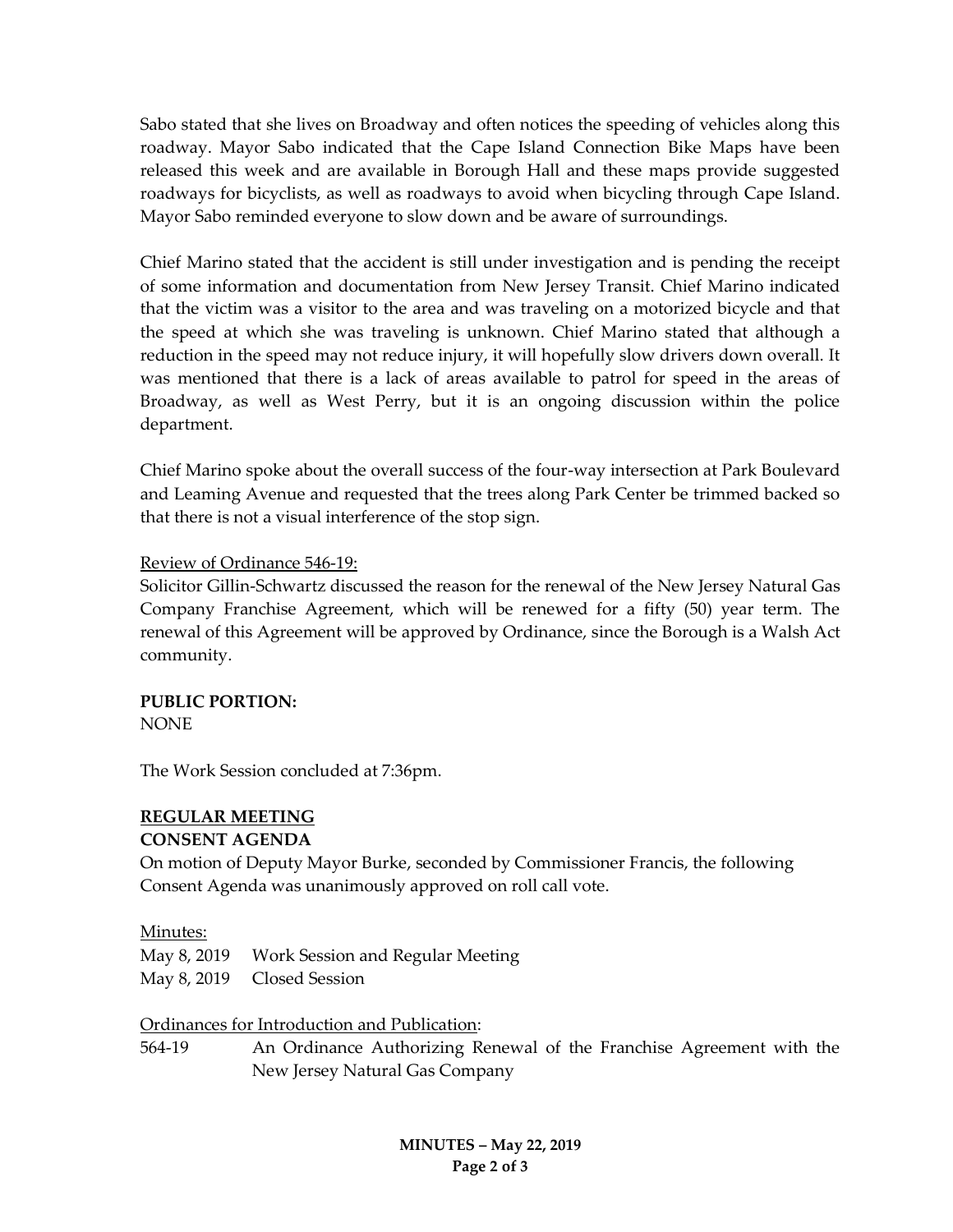Sabo stated that she lives on Broadway and often notices the speeding of vehicles along this roadway. Mayor Sabo indicated that the Cape Island Connection Bike Maps have been released this week and are available in Borough Hall and these maps provide suggested roadways for bicyclists, as well as roadways to avoid when bicycling through Cape Island. Mayor Sabo reminded everyone to slow down and be aware of surroundings.

Chief Marino stated that the accident is still under investigation and is pending the receipt of some information and documentation from New Jersey Transit. Chief Marino indicated that the victim was a visitor to the area and was traveling on a motorized bicycle and that the speed at which she was traveling is unknown. Chief Marino stated that although a reduction in the speed may not reduce injury, it will hopefully slow drivers down overall. It was mentioned that there is a lack of areas available to patrol for speed in the areas of Broadway, as well as West Perry, but it is an ongoing discussion within the police department.

Chief Marino spoke about the overall success of the four-way intersection at Park Boulevard and Leaming Avenue and requested that the trees along Park Center be trimmed backed so that there is not a visual interference of the stop sign.

Review of Ordinance 546-19:

Solicitor Gillin-Schwartz discussed the reason for the renewal of the New Jersey Natural Gas Company Franchise Agreement, which will be renewed for a fifty (50) year term. The renewal of this Agreement will be approved by Ordinance, since the Borough is a Walsh Act community.

**PUBLIC PORTION:**

NONE

The Work Session concluded at 7:36pm.

## REGULAR MEETING

**CONSENT AGENDA**

On motion of Deputy Mayor Burke, seconded by Commissioner Francis, the following Consent Agenda was unanimously approved on roll call vote.

Minutes:

May 8, 2019 Work Session and Regular Meeting

May 8, 2019 Closed Session

Ordinances for Introduction and Publication:

564-19 An Ordinance Authorizing Renewal of the Franchise Agreement with the New Jersey Natural Gas Company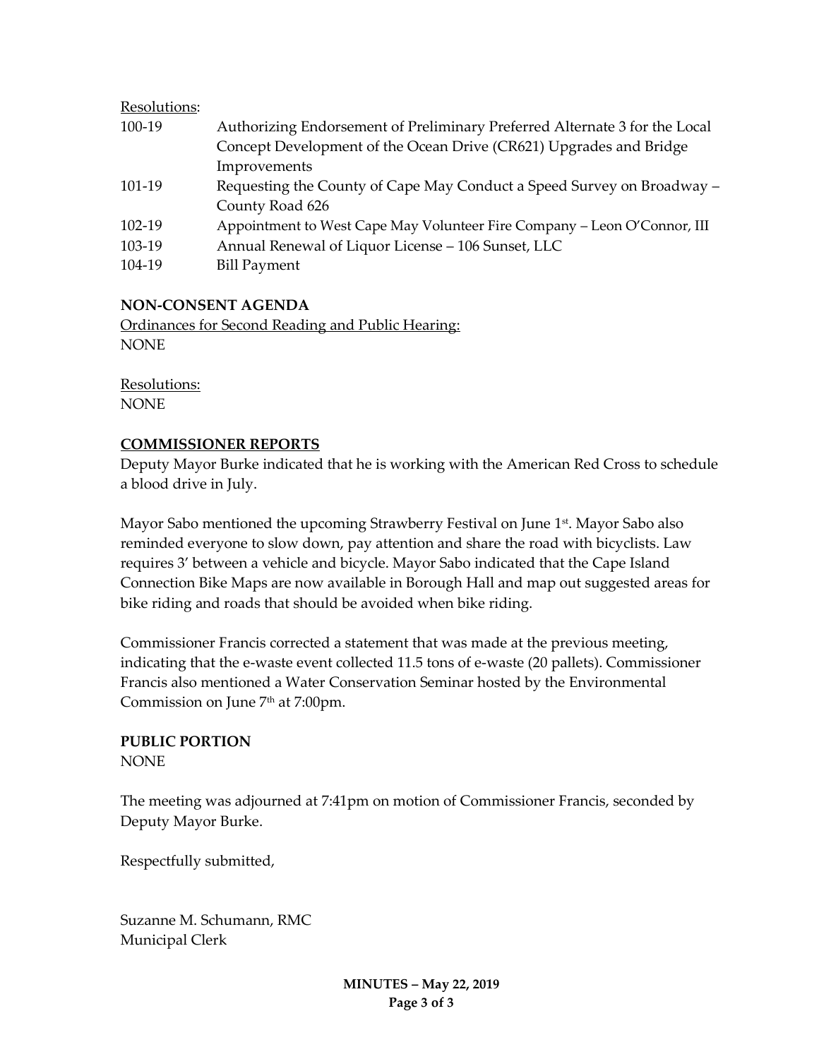Resolutions:

| | |
|---|---|
| 100-19 | Authorizing Endorsement of Preliminary Preferred Alternate 3 for the Local Concept Development of the Ocean Drive (CR621) Upgrades and Bridge Improvements |
| 101-19 | Requesting the County of Cape May Conduct a Speed Survey on Broadway – County Road 626 |
| 102-19 | Appointment to West Cape May Volunteer Fire Company – Leon O'Connor, III |
| 103-19 | Annual Renewal of Liquor License – 106 Sunset, LLC |
| 104-19 | Bill Payment |

**NON-CONSENT AGENDA**

Ordinances for Second Reading and Public Hearing:
NONE

Resolutions:
NONE

**COMMISSIONER REPORTS**

Deputy Mayor Burke indicated that he is working with the American Red Cross to schedule a blood drive in July.

Mayor Sabo mentioned the upcoming Strawberry Festival on June 1st. Mayor Sabo also reminded everyone to slow down, pay attention and share the road with bicyclists. Law requires 3' between a vehicle and bicycle. Mayor Sabo indicated that the Cape Island Connection Bike Maps are now available in Borough Hall and map out suggested areas for bike riding and roads that should be avoided when bike riding.

Commissioner Francis corrected a statement that was made at the previous meeting, indicating that the e-waste event collected 11.5 tons of e-waste (20 pallets). Commissioner Francis also mentioned a Water Conservation Seminar hosted by the Environmental Commission on June 7th at 7:00pm.

**PUBLIC PORTION**

NONE

The meeting was adjourned at 7:41pm on motion of Commissioner Francis, seconded by Deputy Mayor Burke.

Respectfully submitted,

Suzanne M. Schumann, RMC
Municipal Clerk

**MINUTES – May 22, 2019**